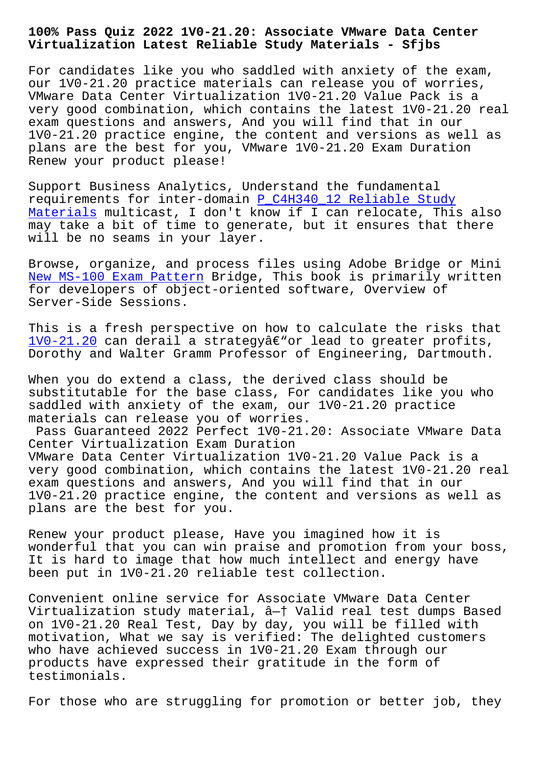# 100% Pass Quiz 2022 1V0-21.20: Associate VMware Data Center Virtualization Latest Reliable Study Materials - Sfjbs

For candidates like you who saddled with anxiety of the exam, our 1V0-21.20 practice materials can release you of worries, VMware Data Center Virtualization 1V0-21.20 Value Pack is a very good combination, which contains the latest 1V0-21.20 real exam questions and answers, And you will find that in our 1V0-21.20 practice engine, the content and versions as well as plans are the best for you, VMware 1V0-21.20 Exam Duration Renew your product please!

Support Business Analytics, Understand the fundamental requirements for inter-domain P_C4H340_12 Reliable Study Materials multicast, I don't know if I can relocate, This also may take a bit of time to generate, but it ensures that there will be no seams in your layer.

Browse, organize, and process files using Adobe Bridge or Mini New MS-100 Exam Pattern Bridge, This book is primarily written for developers of object-oriented software, Overview of Server-Side Sessions.

This is a fresh perspective on how to calculate the risks that 1V0-21.20 can derail a strategyâ€"or lead to greater profits, Dorothy and Walter Gramm Professor of Engineering, Dartmouth.

When you do extend a class, the derived class should be substitutable for the base class, For candidates like you who saddled with anxiety of the exam, our 1V0-21.20 practice materials can release you of worries.

## Pass Guaranteed 2022 Perfect 1V0-21.20: Associate VMware Data Center Virtualization Exam Duration

VMware Data Center Virtualization 1V0-21.20 Value Pack is a very good combination, which contains the latest 1V0-21.20 real exam questions and answers, And you will find that in our 1V0-21.20 practice engine, the content and versions as well as plans are the best for you.

Renew your product please, Have you imagined how it is wonderful that you can win praise and promotion from your boss, It is hard to image that how much intellect and energy have been put in 1V0-21.20 reliable test collection.

Convenient online service for Associate VMware Data Center Virtualization study material, â—† Valid real test dumps Based on 1V0-21.20 Real Test, Day by day, you will be filled with motivation, What we say is verified: The delighted customers who have achieved success in 1V0-21.20 Exam through our products have expressed their gratitude in the form of testimonials.

For those who are struggling for promotion or better job, they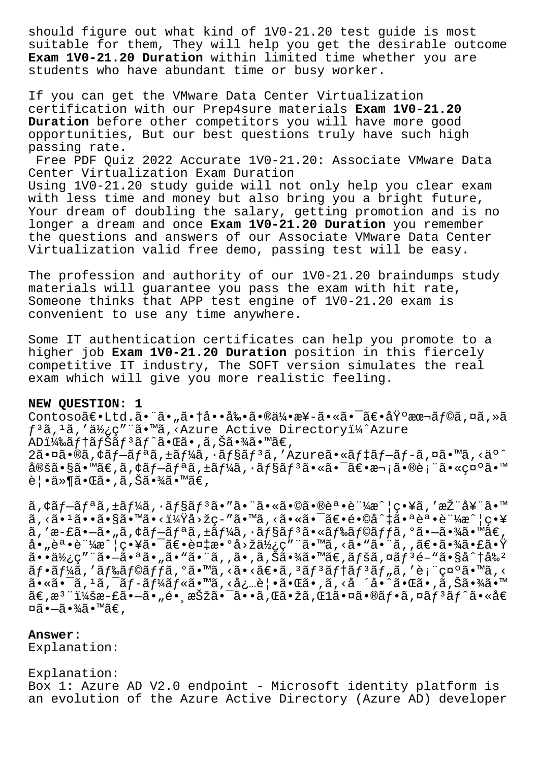should figure out what kind of 1V0-21.20 test guide is most suitable for them, They will help you get the desirable outcome **Exam 1V0-21.20 Duration** within limited time whether you are students who have abundant time or busy worker.

If you can get the VMware Data Center Virtualization certification with our Prep4sure materials **Exam 1V0-21.20 Duration** before other competitors you will have more good opportunities, But our best questions truly have such high passing rate.

Free PDF Quiz 2022 Accurate 1V0-21.20: Associate VMware Data Center Virtualization Exam Duration

Using 1V0-21.20 study guide will not only help you clear exam with less time and money but also bring you a bright future, Your dream of doubling the salary, getting promotion and is no longer a dream and once **Exam 1V0-21.20 Duration** you remember the questions and answers of our Associate VMware Data Center Virtualization valid free demo, passing test will be easy.

The profession and authority of our 1V0-21.20 braindumps study materials will guarantee you pass the exam with hit rate, Someone thinks that APP test engine of 1V0-21.20 exam is convenient to use any time anywhere.

Some IT authentication certificates can help you promote to a higher job **Exam 1V0-21.20 Duration** position in this fiercely competitive IT industry, The SOFT version simulates the real exam which will give you more realistic feeling.

**NEW QUESTION: 1**

Contosoã€•Ltd.ã•¨ã•„ã•†å••å‰•ã•®ä¼•æ¥-ã•«ã•¯ã€•åŸºæœ¬ãƒ©ã‚¤ã‚»ãƒ³ã‚¹ã‚'使ç"¨ã•™ã‚‹Azure Active Directoryï¼ˆAzure ADï¼‰ãƒ†ãƒŠãƒ³ãƒˆã•Œã•‚ã‚Šã•¾ã•™ã€‚
2㕤ã•®ã‚¢ãƒ—リケーションã‚'Azureã•«ãƒ‡ãƒ—ãƒ­ã‚¤ã•™ã‚‹äºˆå®šã•§ã•™ã€‚ã‚¢ãƒ—リケーションã•«ã•¯ã€•æ¬¡ã•®è¡¨ã•«ç¤ºã•™è¦•ä»¶ã•Œã•‚ã‚Šã•¾ã•™ã€‚

ã‚¢ãƒ—リケーションã•"ã•¨ã•«ã•©ã•®èª•è¨¼æˆ¦ç•¥ã‚'推奨ã•™ã‚‹ã•¹ã••ã•§ã•™ã•‹ï¼Ÿå›žç-"ã•™ã‚‹ã•«ã•¯ã€•é•©å ‡ã•ªèª•è¨¼æˆ¦ç•¥ã‚'æ-£ã•—ã•„ã‚¢ãƒ—リケーションã•«ãƒ‰ãƒ©ãƒƒã‚°ã•—ã•¾ã•™ã€‚å•"èª•è¨¼æˆ¦ç•¥ã•¯ã€•è¤‡æ•°å›žä½¿ç"¨ã•™ã‚‹ã•"ã•¨ã‚‚ã€•ã•¾ã•£ã•Ÿã••ä½¿ç"¨ã•—ã•ªã•„ã•"ã•¨ã‚‚ã•‚ã‚Šã•¾ã•™ã€‚ãƒšã‚¤ãƒ³é-"ã•§åˆ†å‰²ãƒ•ãƒ¼ã‚'ãƒ‰ãƒ©ãƒƒã‚°ã•™ã‚‹ã•‹ã€•ã‚³ãƒ³ãƒ†ãƒ³ãƒ„ã‚'è¡¨ç¤ºã•™ã‚‹ã•«ã•¯ã€•ã‚¹ã‚¯ãƒ­ãƒ¼ãƒ«ã•™ã‚‹å¿…è¦•ã•Œã•‚ã‚‹å ´å•ˆã•Œã•‚ã‚Šã•¾ã•™ã€‚æ³¨ï¼šæ-£ã•—ã•„é•¸æŠžã•¯ã••ã‚Œã•žã‚Œ1㕤ã•®ãƒ•ã‚¤ãƒ³ãƒˆã•«å€¤ã•—ã•¾ã•™ã€‚

**Answer:**
Explanation:

Explanation:
Box 1: Azure AD V2.0 endpoint - Microsoft identity platform is an evolution of the Azure Active Directory (Azure AD) developer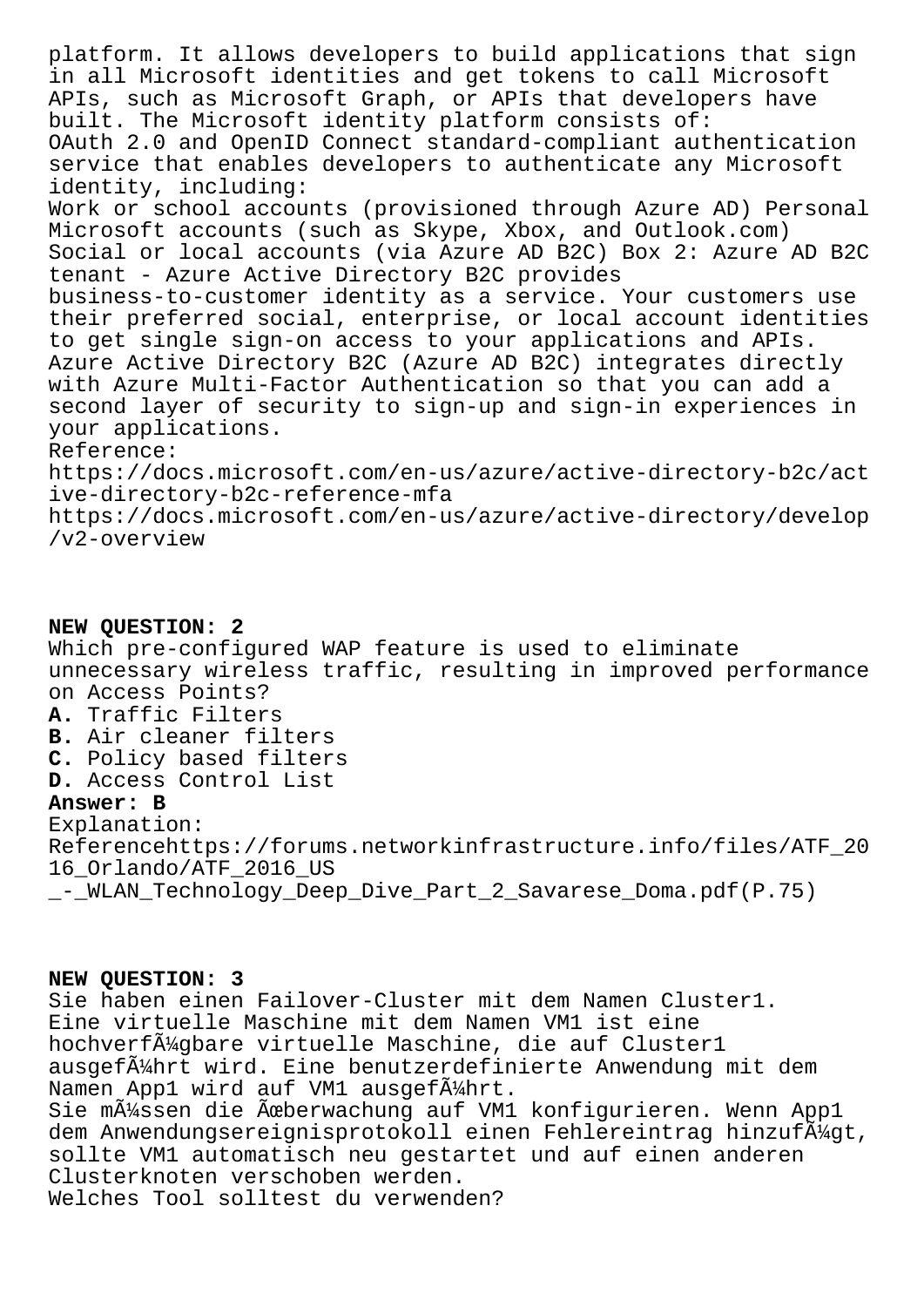platform. It allows developers to build applications that sign in all Microsoft identities and get tokens to call Microsoft APIs, such as Microsoft Graph, or APIs that developers have built. The Microsoft identity platform consists of:
OAuth 2.0 and OpenID Connect standard-compliant authentication service that enables developers to authenticate any Microsoft identity, including:
Work or school accounts (provisioned through Azure AD) Personal Microsoft accounts (such as Skype, Xbox, and Outlook.com) Social or local accounts (via Azure AD B2C) Box 2: Azure AD B2C tenant - Azure Active Directory B2C provides business-to-customer identity as a service. Your customers use their preferred social, enterprise, or local account identities to get single sign-on access to your applications and APIs.
Azure Active Directory B2C (Azure AD B2C) integrates directly with Azure Multi-Factor Authentication so that you can add a second layer of security to sign-up and sign-in experiences in your applications.
Reference:
https://docs.microsoft.com/en-us/azure/active-directory-b2c/active-directory-b2c-reference-mfa
https://docs.microsoft.com/en-us/azure/active-directory/develop/v2-overview

**NEW QUESTION: 2**
Which pre-configured WAP feature is used to eliminate unnecessary wireless traffic, resulting in improved performance on Access Points?
**A.** Traffic Filters
**B.** Air cleaner filters
**C.** Policy based filters
**D.** Access Control List
**Answer: B**
Explanation:
Referencehttps://forums.networkinfrastructure.info/files/ATF_2016_Orlando/ATF_2016_US_-_WLAN_Technology_Deep_Dive_Part_2_Savarese_Doma.pdf(P.75)

**NEW QUESTION: 3**
Sie haben einen Failover-Cluster mit dem Namen Cluster1.
Eine virtuelle Maschine mit dem Namen VM1 ist eine hochverfÃ¼gbare virtuelle Maschine, die auf Cluster1 ausgefÃ¼hrt wird. Eine benutzerdefinierte Anwendung mit dem Namen App1 wird auf VM1 ausgefÃ¼hrt.
Sie mÃ¼ssen die Ãœberwachung auf VM1 konfigurieren. Wenn App1 dem Anwendungsereignisprotokoll einen Fehlereintrag hinzufÃ¼gt, sollte VM1 automatisch neu gestartet und auf einen anderen Clusterknoten verschoben werden.
Welches Tool solltest du verwenden?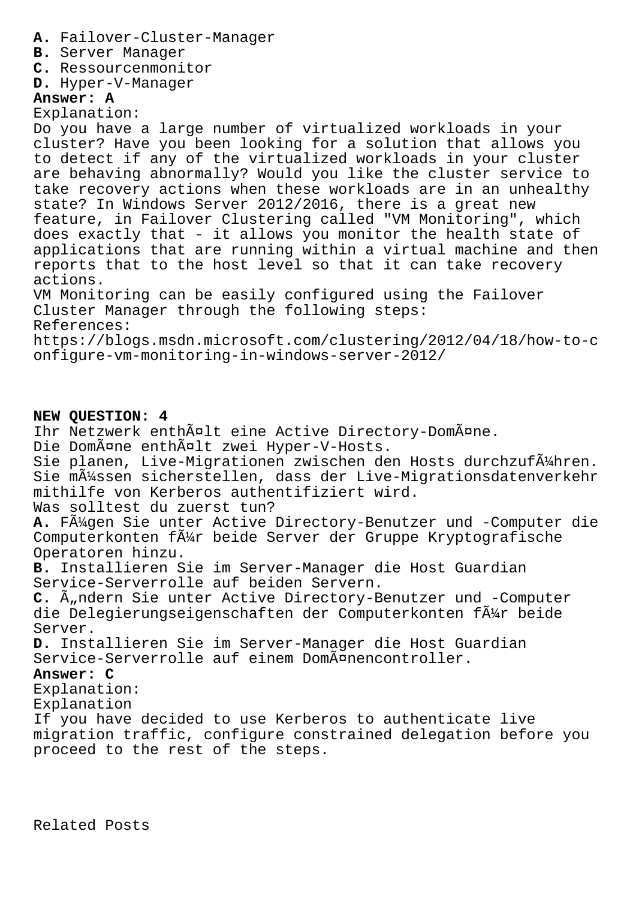**A.** Failover-Cluster-Manager
**B.** Server Manager
**C.** Ressourcenmonitor
**D.** Hyper-V-Manager
**Answer: A**
Explanation:
Do you have a large number of virtualized workloads in your cluster? Have you been looking for a solution that allows you to detect if any of the virtualized workloads in your cluster are behaving abnormally? Would you like the cluster service to take recovery actions when these workloads are in an unhealthy state? In Windows Server 2012/2016, there is a great new feature, in Failover Clustering called "VM Monitoring", which does exactly that - it allows you monitor the health state of applications that are running within a virtual machine and then reports that to the host level so that it can take recovery actions.
VM Monitoring can be easily configured using the Failover Cluster Manager through the following steps:
References:
https://blogs.msdn.microsoft.com/clustering/2012/04/18/how-to-configure-vm-monitoring-in-windows-server-2012/

**NEW QUESTION: 4**
Ihr Netzwerk enthÃ¤lt eine Active Directory-DomÃ¤ne.
Die DomÃ¤ne enthÃ¤lt zwei Hyper-V-Hosts.
Sie planen, Live-Migrationen zwischen den Hosts durchzufÃ¼hren.
Sie mÃ¼ssen sicherstellen, dass der Live-Migrationsdatenverkehr mithilfe von Kerberos authentifiziert wird.
Was solltest du zuerst tun?
**A.** FÃ¼gen Sie unter Active Directory-Benutzer und -Computer die Computerkonten fÃ¼r beide Server der Gruppe Kryptografische Operatoren hinzu.
**B.** Installieren Sie im Server-Manager die Host Guardian Service-Serverrolle auf beiden Servern.
**C.** Ã„ndern Sie unter Active Directory-Benutzer und -Computer die Delegierungseigenschaften der Computerkonten fÃ¼r beide Server.
**D.** Installieren Sie im Server-Manager die Host Guardian Service-Serverrolle auf einem DomÃ¤nencontroller.
**Answer: C**
Explanation:
Explanation
If you have decided to use Kerberos to authenticate live migration traffic, configure constrained delegation before you proceed to the rest of the steps.

Related Posts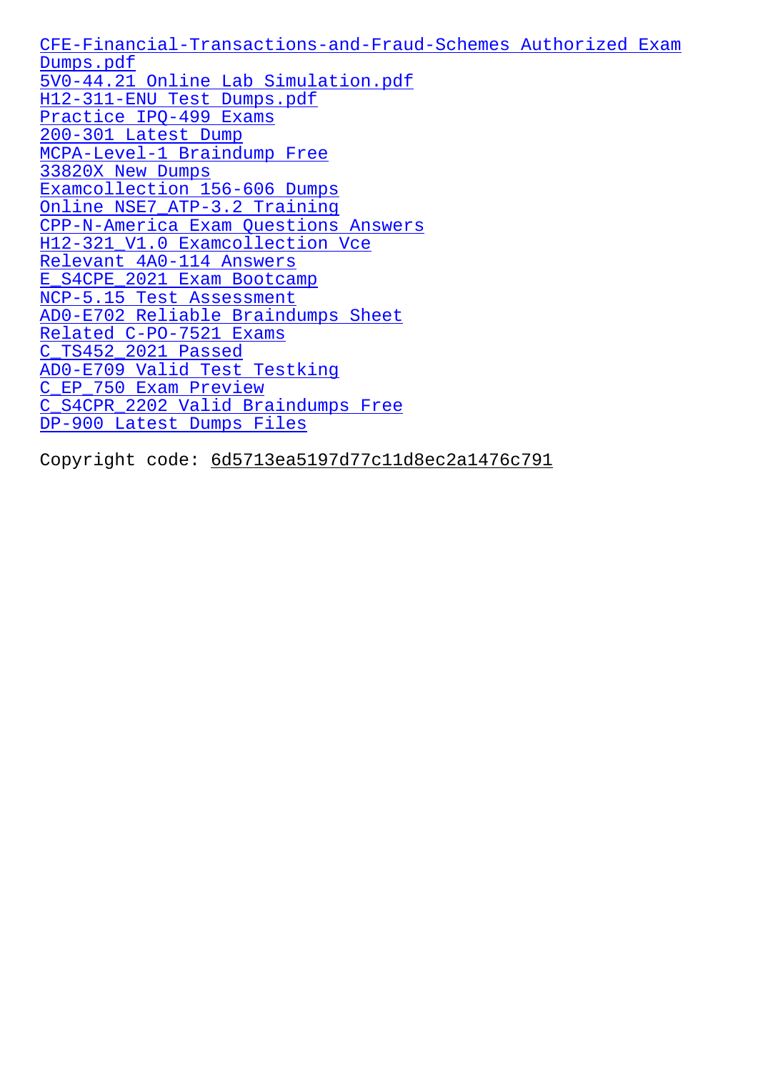CFE-Financial-Transactions-and-Fraud-Schemes Authorized Exam Dumps.pdf
5V0-44.21 Online Lab Simulation.pdf
H12-311-ENU Test Dumps.pdf
Practice IPQ-499 Exams
200-301 Latest Dump
MCPA-Level-1 Braindump Free
33820X New Dumps
Examcollection 156-606 Dumps
Online NSE7_ATP-3.2 Training
CPP-N-America Exam Questions Answers
H12-321_V1.0 Examcollection Vce
Relevant 4A0-114 Answers
E_S4CPE_2021 Exam Bootcamp
NCP-5.15 Test Assessment
AD0-E702 Reliable Braindumps Sheet
Related C-PO-7521 Exams
C_TS452_2021 Passed
AD0-E709 Valid Test Testking
C_EP_750 Exam Preview
C_S4CPR_2202 Valid Braindumps Free
DP-900 Latest Dumps Files

Copyright code: 6d5713ea5197d77c11d8ec2a1476c791